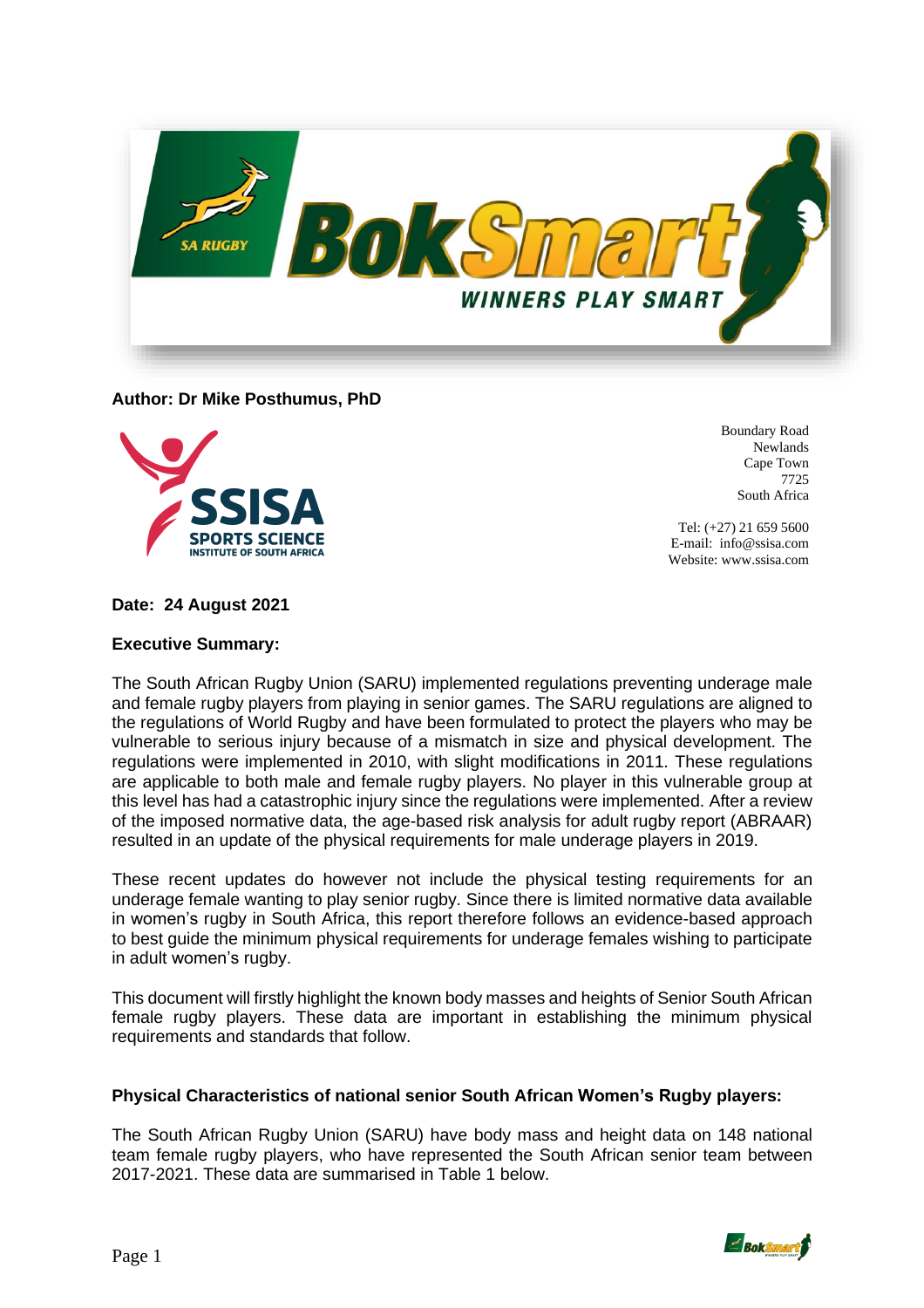**Author: Dr Mike Posthumus, PhD**

Boundary Road
Newlands
Cape Town
7725
South Africa

Tel: (+27) 21 659 5600
E-mail: info@ssisa.com
Website: www.ssisa.com

**Date: 24 August 2021**

**Executive Summary:**

The South African Rugby Union (SARU) implemented regulations preventing underage male and female rugby players from playing in senior games. The SARU regulations are aligned to the regulations of World Rugby and have been formulated to protect the players who may be vulnerable to serious injury because of a mismatch in size and physical development. The regulations were implemented in 2010, with slight modifications in 2011. These regulations are applicable to both male and female rugby players. No player in this vulnerable group at this level has had a catastrophic injury since the regulations were implemented. After a review of the imposed normative data, the age-based risk analysis for adult rugby report (ABRAAR) resulted in an update of the physical requirements for male underage players in 2019.

These recent updates do however not include the physical testing requirements for an underage female wanting to play senior rugby. Since there is limited normative data available in women's rugby in South Africa, this report therefore follows an evidence-based approach to best guide the minimum physical requirements for underage females wishing to participate in adult women's rugby.

This document will firstly highlight the known body masses and heights of Senior South African female rugby players. These data are important in establishing the minimum physical requirements and standards that follow.

**Physical Characteristics of national senior South African Women's Rugby players:**

The South African Rugby Union (SARU) have body mass and height data on 148 national team female rugby players, who have represented the South African senior team between 2017-2021. These data are summarised in Table 1 below.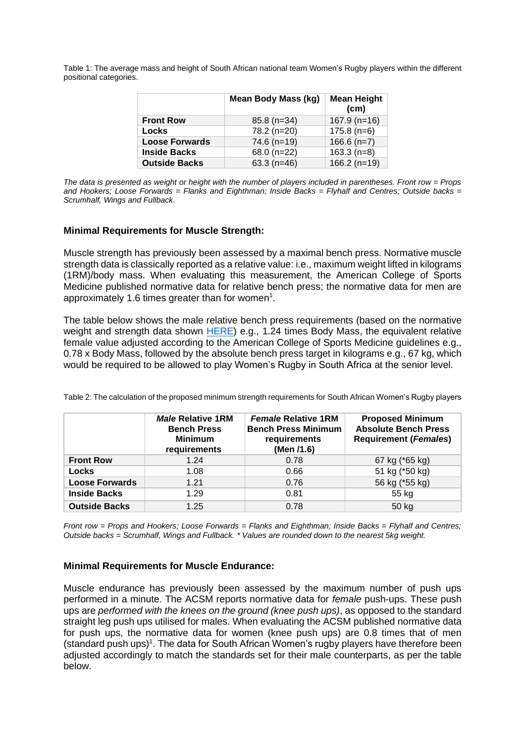Table 1: The average mass and height of South African national team Women's Rugby players within the different positional categories.

| | Mean Body Mass (kg) | Mean Height (cm) |
|---|---|---|
| **Front Row** | 85.8 (n=34) | 167.9 (n=16) |
| **Locks** | 78.2 (n=20) | 175.8 (n=6) |
| **Loose Forwards** | 74.6 (n=19) | 166.6 (n=7) |
| **Inside Backs** | 68.0 (n=22) | 163.3 (n=8) |
| **Outside Backs** | 63.3 (n=46) | 166.2 (n=19) |

*The data is presented as weight or height with the number of players included in parentheses. Front row = Props and Hookers; Loose Forwards = Flanks and Eighthman; Inside Backs = Flyhalf and Centres; Outside backs = Scrumhalf, Wings and Fullback.*

### Minimal Requirements for Muscle Strength:

Muscle strength has previously been assessed by a maximal bench press. Normative muscle strength data is classically reported as a relative value: i.e., maximum weight lifted in kilograms (1RM)/body mass. When evaluating this measurement, the American College of Sports Medicine published normative data for relative bench press; the normative data for men are approximately 1.6 times greater than for women[1].

The table below shows the male relative bench press requirements (based on the normative weight and strength data shown HERE) e.g., 1.24 times Body Mass, the equivalent relative female value adjusted according to the American College of Sports Medicine guidelines e.g., 0.78 x Body Mass, followed by the absolute bench press target in kilograms e.g., 67 kg, which would be required to be allowed to play Women's Rugby in South Africa at the senior level.

Table 2: The calculation of the proposed minimum strength requirements for South African Women's Rugby players

| | ***Male*** **Relative 1RM Bench Press Minimum requirements** | ***Female*** **Relative 1RM Bench Press Minimum requirements (Men /1.6)** | **Proposed Minimum Absolute Bench Press Requirement (*Females*)** |
|---|---|---|---|
| **Front Row** | 1.24 | 0.78 | 67 kg (*65 kg) |
| **Locks** | 1.08 | 0.66 | 51 kg (*50 kg) |
| **Loose Forwards** | 1.21 | 0.76 | 56 kg (*55 kg) |
| **Inside Backs** | 1.29 | 0.81 | 55 kg |
| **Outside Backs** | 1.25 | 0.78 | 50 kg |

*Front row = Props and Hookers; Loose Forwards = Flanks and Eighthman; Inside Backs = Flyhalf and Centres; Outside backs = Scrumhalf, Wings and Fullback. * Values are rounded down to the nearest 5kg weight.*

### Minimal Requirements for Muscle Endurance:

Muscle endurance has previously been assessed by the maximum number of push ups performed in a minute. The ACSM reports normative data for *female* push-ups. These push ups are *performed with the knees on the ground (knee push ups)*, as opposed to the standard straight leg push ups utilised for males. When evaluating the ACSM published normative data for push ups, the normative data for women (knee push ups) are 0.8 times that of men (standard push ups)[1]. The data for South African Women's rugby players have therefore been adjusted accordingly to match the standards set for their male counterparts, as per the table below.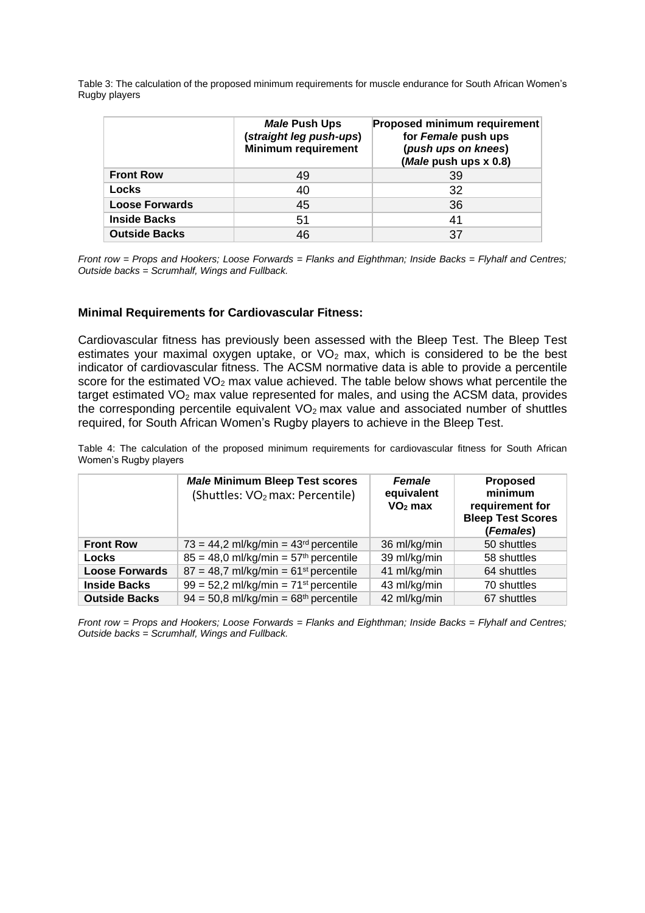Table 3: The calculation of the proposed minimum requirements for muscle endurance for South African Women's Rugby players

| | ***Male* Push Ups (*straight leg push-ups*) Minimum requirement** | **Proposed minimum requirement for *Female* push ups (*push ups on knees*) (*Male* push ups x 0.8)** |
|---|---|---|
| **Front Row** | 49 | 39 |
| **Locks** | 40 | 32 |
| **Loose Forwards** | 45 | 36 |
| **Inside Backs** | 51 | 41 |
| **Outside Backs** | 46 | 37 |

*Front row = Props and Hookers; Loose Forwards = Flanks and Eighthman; Inside Backs = Flyhalf and Centres; Outside backs = Scrumhalf, Wings and Fullback.*

### Minimal Requirements for Cardiovascular Fitness:

Cardiovascular fitness has previously been assessed with the Bleep Test. The Bleep Test estimates your maximal oxygen uptake, or $VO_2$ max, which is considered to be the best indicator of cardiovascular fitness. The ACSM normative data is able to provide a percentile score for the estimated $VO_2$ max value achieved. The table below shows what percentile the target estimated $VO_2$ max value represented for males, and using the ACSM data, provides the corresponding percentile equivalent $VO_2$ max value and associated number of shuttles required, for South African Women's Rugby players to achieve in the Bleep Test.

Table 4: The calculation of the proposed minimum requirements for cardiovascular fitness for South African Women's Rugby players

| | ***Male* Minimum Bleep Test scores** (Shuttles: $VO_2$ max: Percentile) | ***Female* equivalent $VO_2$ max** | **Proposed minimum requirement for Bleep Test Scores (*Females*)** |
|---|---|---|---|
| **Front Row** | 73 = 44,2 ml/kg/min = 43rd percentile | 36 ml/kg/min | 50 shuttles |
| **Locks** | 85 = 48,0 ml/kg/min = 57th percentile | 39 ml/kg/min | 58 shuttles |
| **Loose Forwards** | 87 = 48,7 ml/kg/min = 61st percentile | 41 ml/kg/min | 64 shuttles |
| **Inside Backs** | 99 = 52,2 ml/kg/min = 71st percentile | 43 ml/kg/min | 70 shuttles |
| **Outside Backs** | 94 = 50,8 ml/kg/min = 68th percentile | 42 ml/kg/min | 67 shuttles |

*Front row = Props and Hookers; Loose Forwards = Flanks and Eighthman; Inside Backs = Flyhalf and Centres; Outside backs = Scrumhalf, Wings and Fullback.*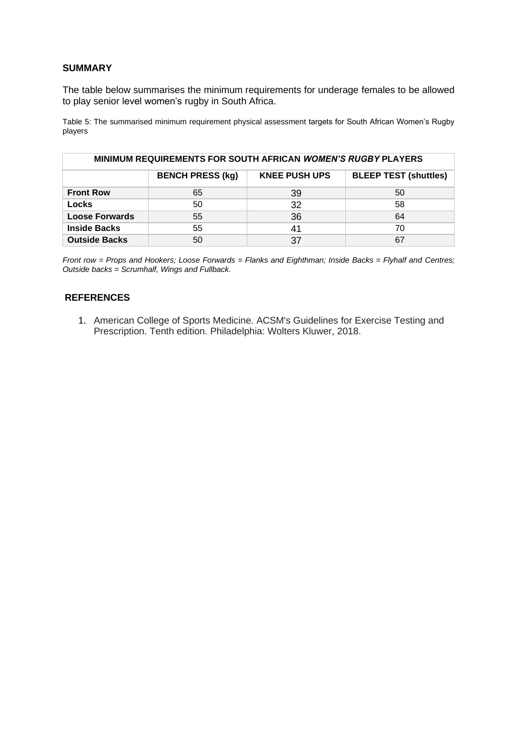## SUMMARY

The table below summarises the minimum requirements for underage females to be allowed to play senior level women's rugby in South Africa.

Table 5: The summarised minimum requirement physical assessment targets for South African Women's Rugby players

| MINIMUM REQUIREMENTS FOR SOUTH AFRICAN *WOMEN'S RUGBY* PLAYERS | | | |
|---|---|---|---|
| | **BENCH PRESS (kg)** | **KNEE PUSH UPS** | **BLEEP TEST (shuttles)** |
| **Front Row** | 65 | 39 | 50 |
| **Locks** | 50 | 32 | 58 |
| **Loose Forwards** | 55 | 36 | 64 |
| **Inside Backs** | 55 | 41 | 70 |
| **Outside Backs** | 50 | 37 | 67 |

*Front row = Props and Hookers; Loose Forwards = Flanks and Eighthman; Inside Backs = Flyhalf and Centres; Outside backs = Scrumhalf, Wings and Fullback.*

## REFERENCES

1. American College of Sports Medicine. ACSM's Guidelines for Exercise Testing and Prescription. Tenth edition. Philadelphia: Wolters Kluwer, 2018.